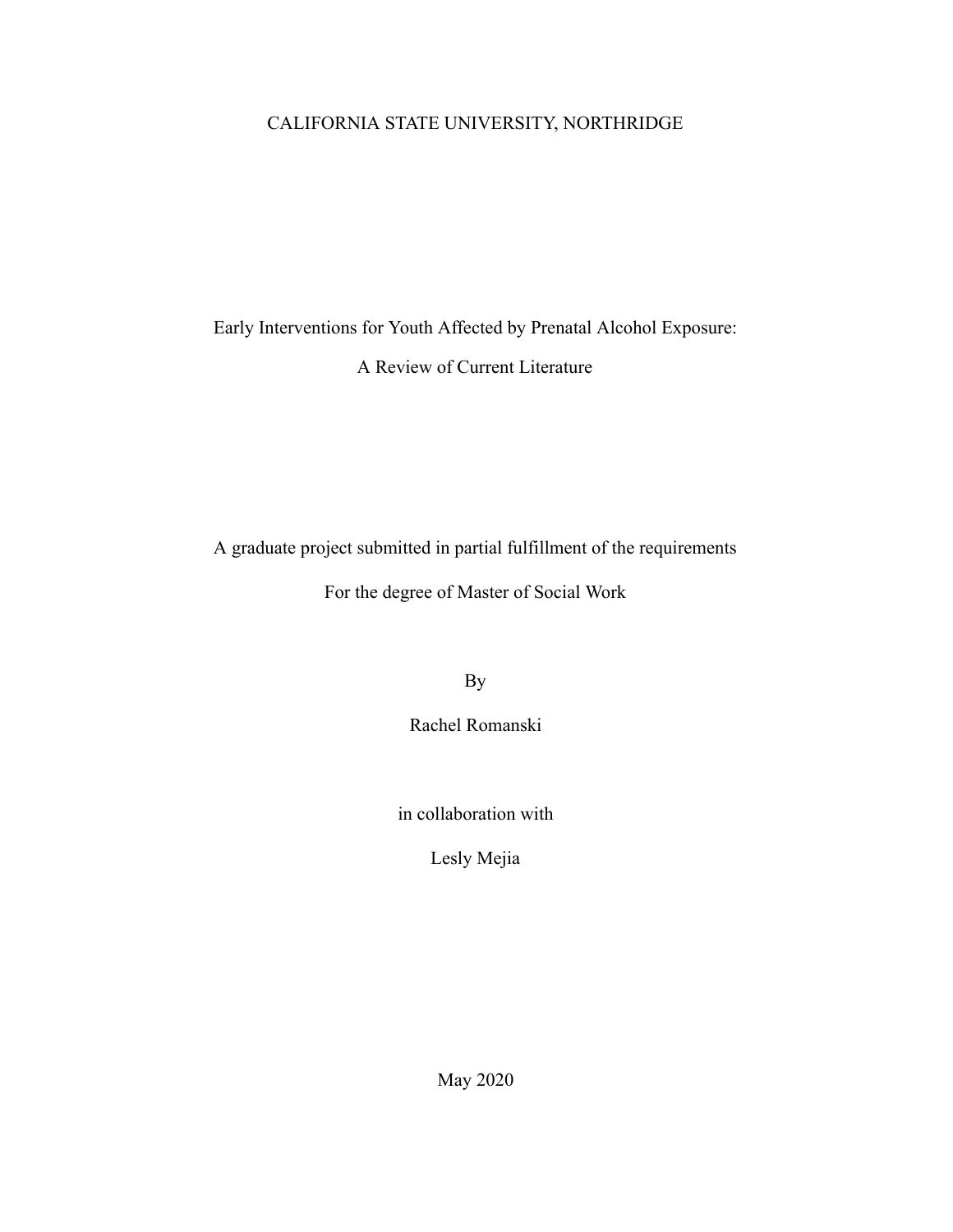CALIFORNIA STATE UNIVERSITY, NORTHRIDGE

# Early Interventions for Youth Affected by Prenatal Alcohol Exposure:

# A Review of Current Literature

A graduate project submitted in partial fulfillment of the requirements

For the degree of Master of Social Work

By

Rachel Romanski

in collaboration with

Lesly Mejia

May 2020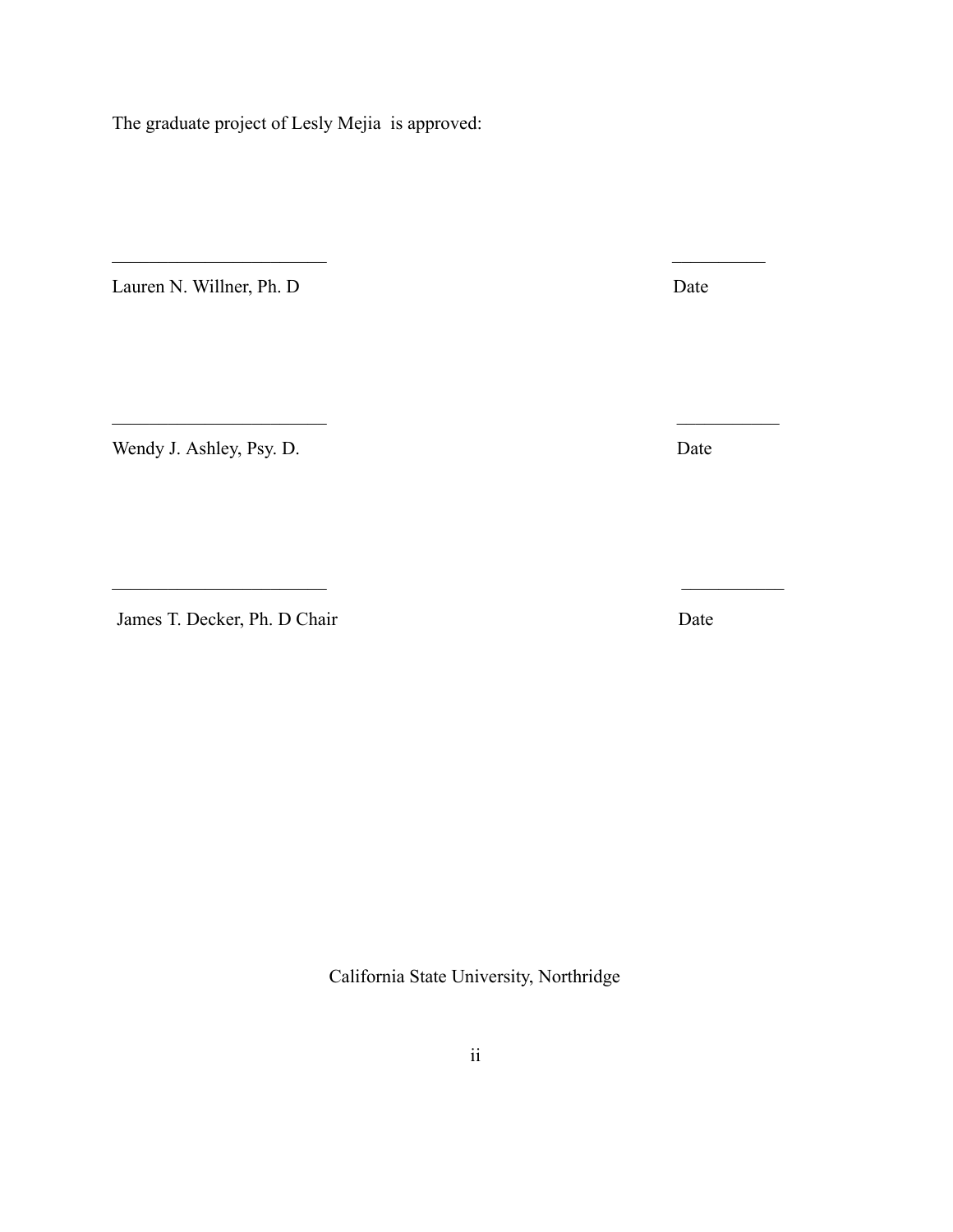The graduate project of Lesly Mejia  is approved:

\_\_\_\_\_\_\_\_\_\_\_\_\_\_\_\_\_\_\_\_\_\_\_\_\_ &nbsp;&nbsp;&nbsp;&nbsp;&nbsp;&nbsp;&nbsp;&nbsp;&nbsp;&nbsp; \_\_\_\_\_\_\_\_\_\_\_

Lauren N. Willner, Ph. D &nbsp;&nbsp;&nbsp;&nbsp;&nbsp;&nbsp;&nbsp;&nbsp;&nbsp;&nbsp; Date

\_\_\_\_\_\_\_\_\_\_\_\_\_\_\_\_\_\_\_\_\_\_\_\_\_ &nbsp;&nbsp;&nbsp;&nbsp;&nbsp;&nbsp;&nbsp;&nbsp;&nbsp;&nbsp; \_\_\_\_\_\_\_\_\_\_\_

Wendy J. Ashley, Psy. D. &nbsp;&nbsp;&nbsp;&nbsp;&nbsp;&nbsp;&nbsp;&nbsp;&nbsp;&nbsp; Date

\_\_\_\_\_\_\_\_\_\_\_\_\_\_\_\_\_\_\_\_\_\_\_\_\_ &nbsp;&nbsp;&nbsp;&nbsp;&nbsp;&nbsp;&nbsp;&nbsp;&nbsp;&nbsp; \_\_\_\_\_\_\_\_\_\_\_

James T. Decker, Ph. D Chair &nbsp;&nbsp;&nbsp;&nbsp;&nbsp;&nbsp;&nbsp;&nbsp;&nbsp;&nbsp; Date

California State University, Northridge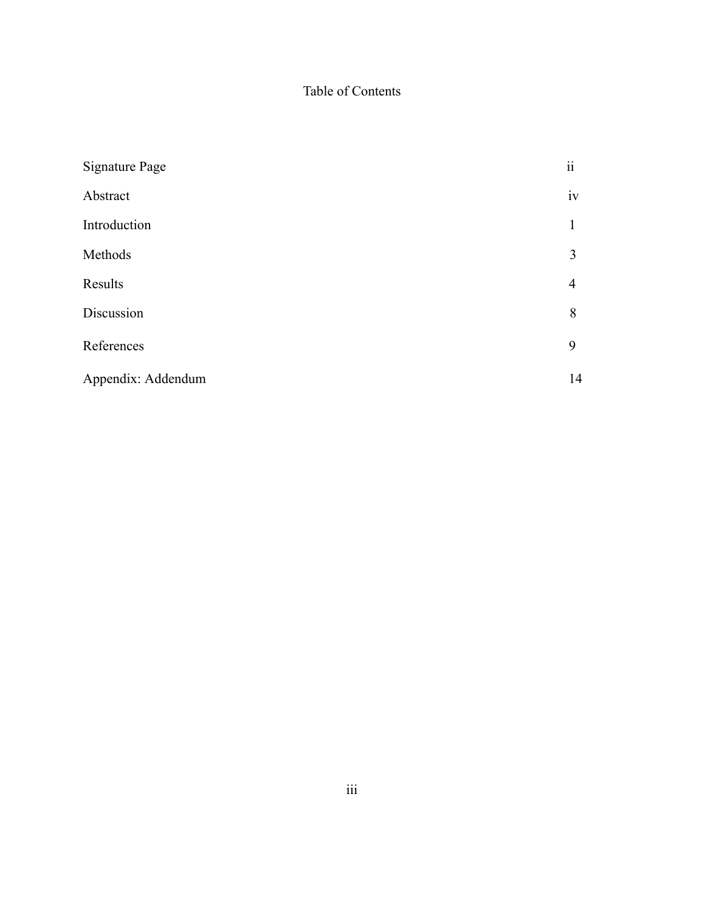# Table of Contents

| | |
|---|---|
| Signature Page | ii |
| Abstract | iv |
| Introduction | 1 |
| Methods | 3 |
| Results | 4 |
| Discussion | 8 |
| References | 9 |
| Appendix: Addendum | 14 |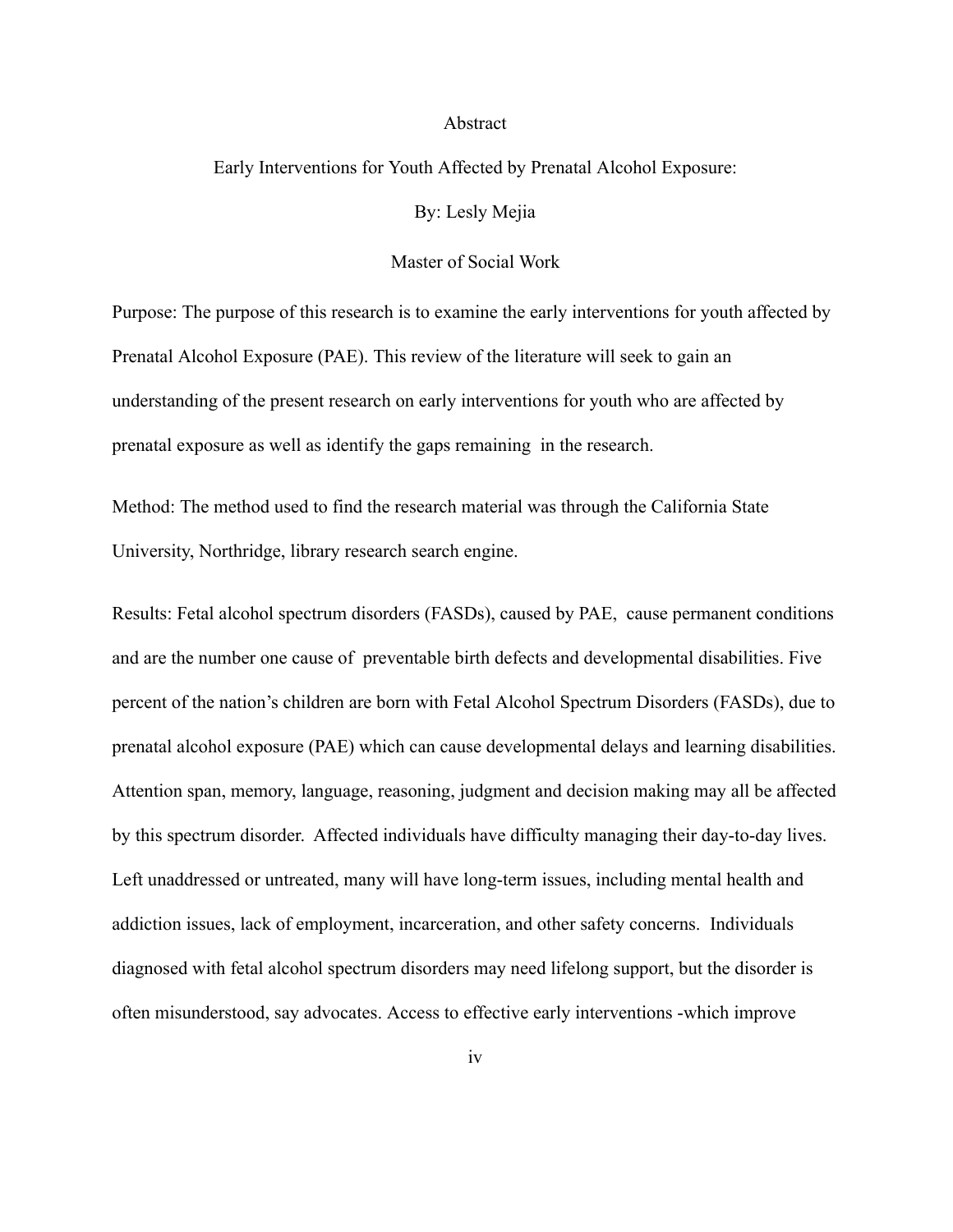# Abstract

## Early Interventions for Youth Affected by Prenatal Alcohol Exposure:

By: Lesly Mejia

Master of Social Work

Purpose: The purpose of this research is to examine the early interventions for youth affected by Prenatal Alcohol Exposure (PAE). This review of the literature will seek to gain an understanding of the present research on early interventions for youth who are affected by prenatal exposure as well as identify the gaps remaining in the research.

Method: The method used to find the research material was through the California State University, Northridge, library research search engine.

Results: Fetal alcohol spectrum disorders (FASDs), caused by PAE, cause permanent conditions and are the number one cause of preventable birth defects and developmental disabilities. Five percent of the nation's children are born with Fetal Alcohol Spectrum Disorders (FASDs), due to prenatal alcohol exposure (PAE) which can cause developmental delays and learning disabilities. Attention span, memory, language, reasoning, judgment and decision making may all be affected by this spectrum disorder. Affected individuals have difficulty managing their day-to-day lives. Left unaddressed or untreated, many will have long-term issues, including mental health and addiction issues, lack of employment, incarceration, and other safety concerns. Individuals diagnosed with fetal alcohol spectrum disorders may need lifelong support, but the disorder is often misunderstood, say advocates. Access to effective early interventions -which improve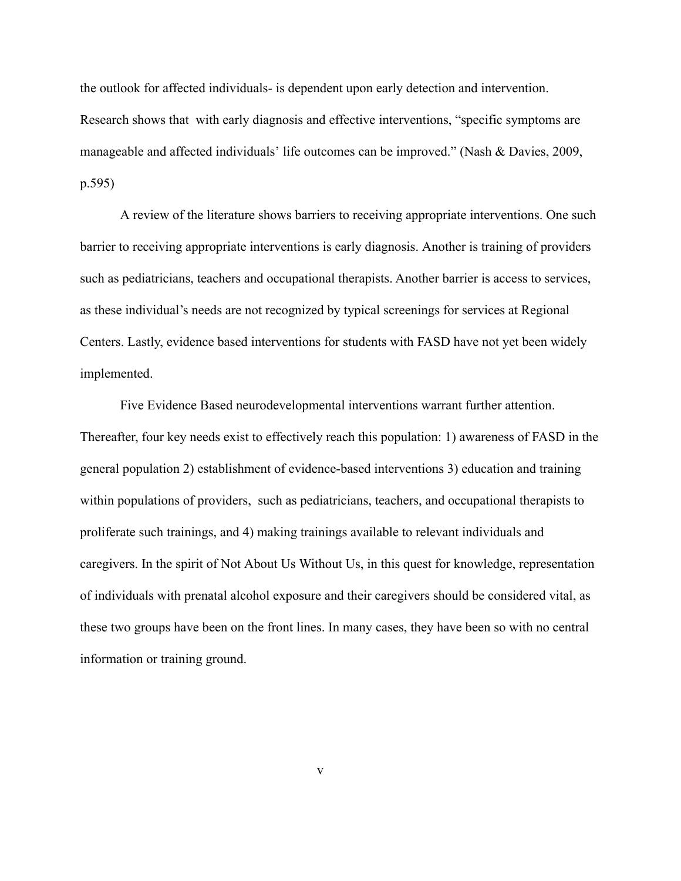the outlook for affected individuals- is dependent upon early detection and intervention. Research shows that with early diagnosis and effective interventions, "specific symptoms are manageable and affected individuals' life outcomes can be improved." (Nash & Davies, 2009, p.595)

A review of the literature shows barriers to receiving appropriate interventions. One such barrier to receiving appropriate interventions is early diagnosis. Another is training of providers such as pediatricians, teachers and occupational therapists. Another barrier is access to services, as these individual's needs are not recognized by typical screenings for services at Regional Centers. Lastly, evidence based interventions for students with FASD have not yet been widely implemented.

Five Evidence Based neurodevelopmental interventions warrant further attention. Thereafter, four key needs exist to effectively reach this population: 1) awareness of FASD in the general population 2) establishment of evidence-based interventions 3) education and training within populations of providers, such as pediatricians, teachers, and occupational therapists to proliferate such trainings, and 4) making trainings available to relevant individuals and caregivers. In the spirit of Not About Us Without Us, in this quest for knowledge, representation of individuals with prenatal alcohol exposure and their caregivers should be considered vital, as these two groups have been on the front lines. In many cases, they have been so with no central information or training ground.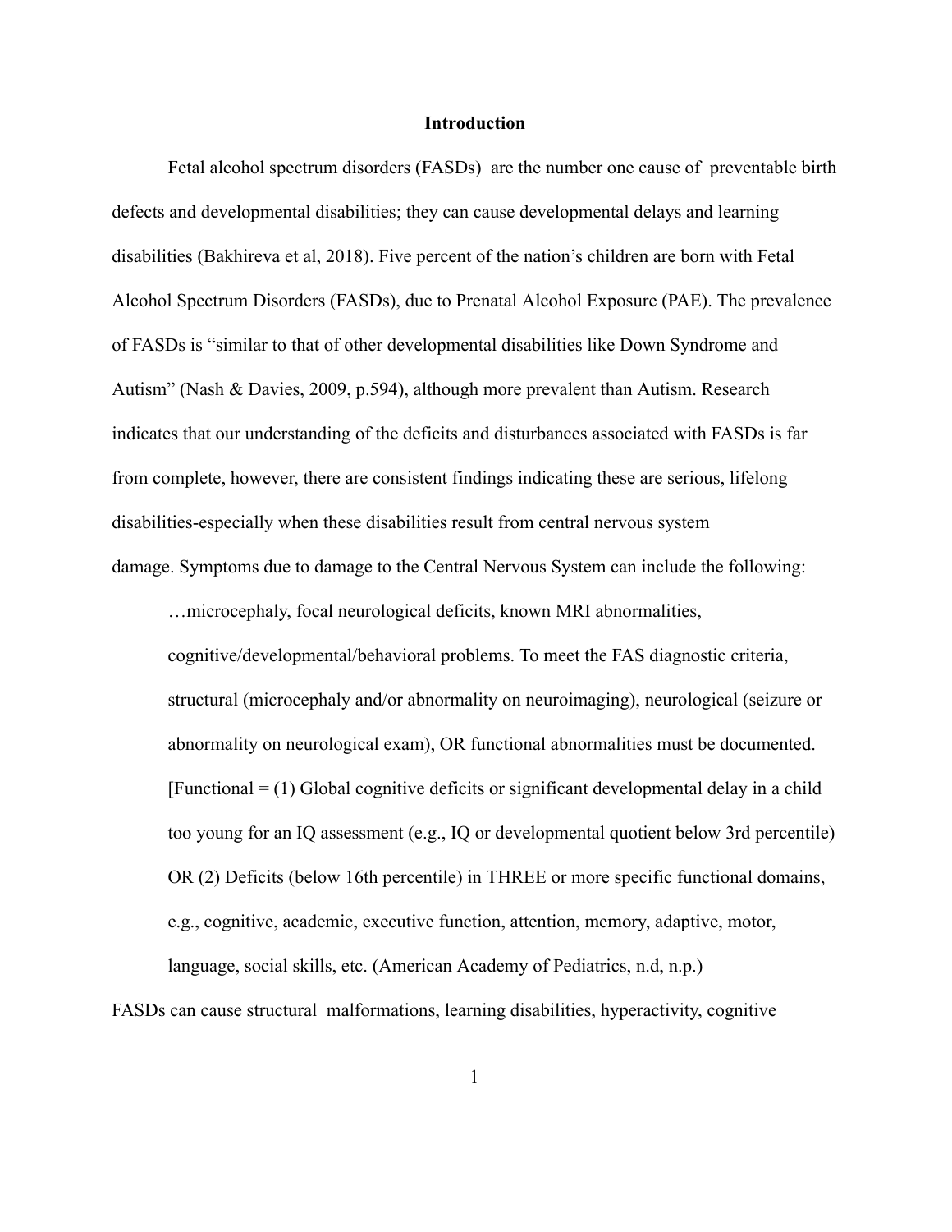## Introduction

Fetal alcohol spectrum disorders (FASDs) are the number one cause of preventable birth defects and developmental disabilities; they can cause developmental delays and learning disabilities (Bakhireva et al, 2018). Five percent of the nation's children are born with Fetal Alcohol Spectrum Disorders (FASDs), due to Prenatal Alcohol Exposure (PAE). The prevalence of FASDs is "similar to that of other developmental disabilities like Down Syndrome and Autism" (Nash & Davies, 2009, p.594), although more prevalent than Autism. Research indicates that our understanding of the deficits and disturbances associated with FASDs is far from complete, however, there are consistent findings indicating these are serious, lifelong disabilities-especially when these disabilities result from central nervous system damage. Symptoms due to damage to the Central Nervous System can include the following:

> …microcephaly, focal neurological deficits, known MRI abnormalities, cognitive/developmental/behavioral problems. To meet the FAS diagnostic criteria, structural (microcephaly and/or abnormality on neuroimaging), neurological (seizure or abnormality on neurological exam), OR functional abnormalities must be documented. [Functional = (1) Global cognitive deficits or significant developmental delay in a child too young for an IQ assessment (e.g., IQ or developmental quotient below 3rd percentile) OR (2) Deficits (below 16th percentile) in THREE or more specific functional domains, e.g., cognitive, academic, executive function, attention, memory, adaptive, motor, language, social skills, etc. (American Academy of Pediatrics, n.d, n.p.)

FASDs can cause structural malformations, learning disabilities, hyperactivity, cognitive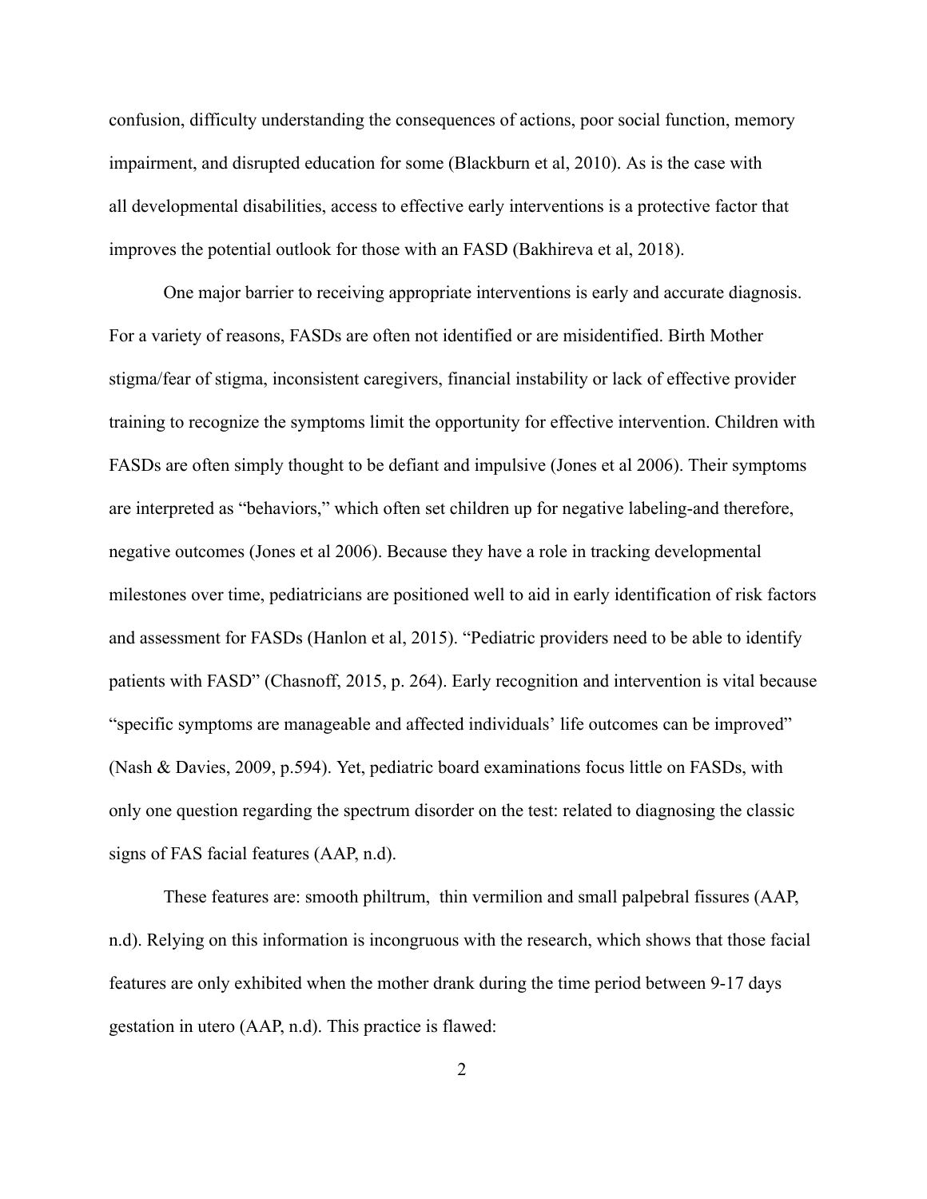confusion, difficulty understanding the consequences of actions, poor social function, memory impairment, and disrupted education for some (Blackburn et al, 2010). As is the case with all developmental disabilities, access to effective early interventions is a protective factor that improves the potential outlook for those with an FASD (Bakhireva et al, 2018).

One major barrier to receiving appropriate interventions is early and accurate diagnosis. For a variety of reasons, FASDs are often not identified or are misidentified. Birth Mother stigma/fear of stigma, inconsistent caregivers, financial instability or lack of effective provider training to recognize the symptoms limit the opportunity for effective intervention. Children with FASDs are often simply thought to be defiant and impulsive (Jones et al 2006). Their symptoms are interpreted as "behaviors," which often set children up for negative labeling-and therefore, negative outcomes (Jones et al 2006). Because they have a role in tracking developmental milestones over time, pediatricians are positioned well to aid in early identification of risk factors and assessment for FASDs (Hanlon et al, 2015). "Pediatric providers need to be able to identify patients with FASD" (Chasnoff, 2015, p. 264). Early recognition and intervention is vital because "specific symptoms are manageable and affected individuals' life outcomes can be improved" (Nash & Davies, 2009, p.594). Yet, pediatric board examinations focus little on FASDs, with only one question regarding the spectrum disorder on the test: related to diagnosing the classic signs of FAS facial features (AAP, n.d).

These features are: smooth philtrum, thin vermilion and small palpebral fissures (AAP, n.d). Relying on this information is incongruous with the research, which shows that those facial features are only exhibited when the mother drank during the time period between 9-17 days gestation in utero (AAP, n.d). This practice is flawed: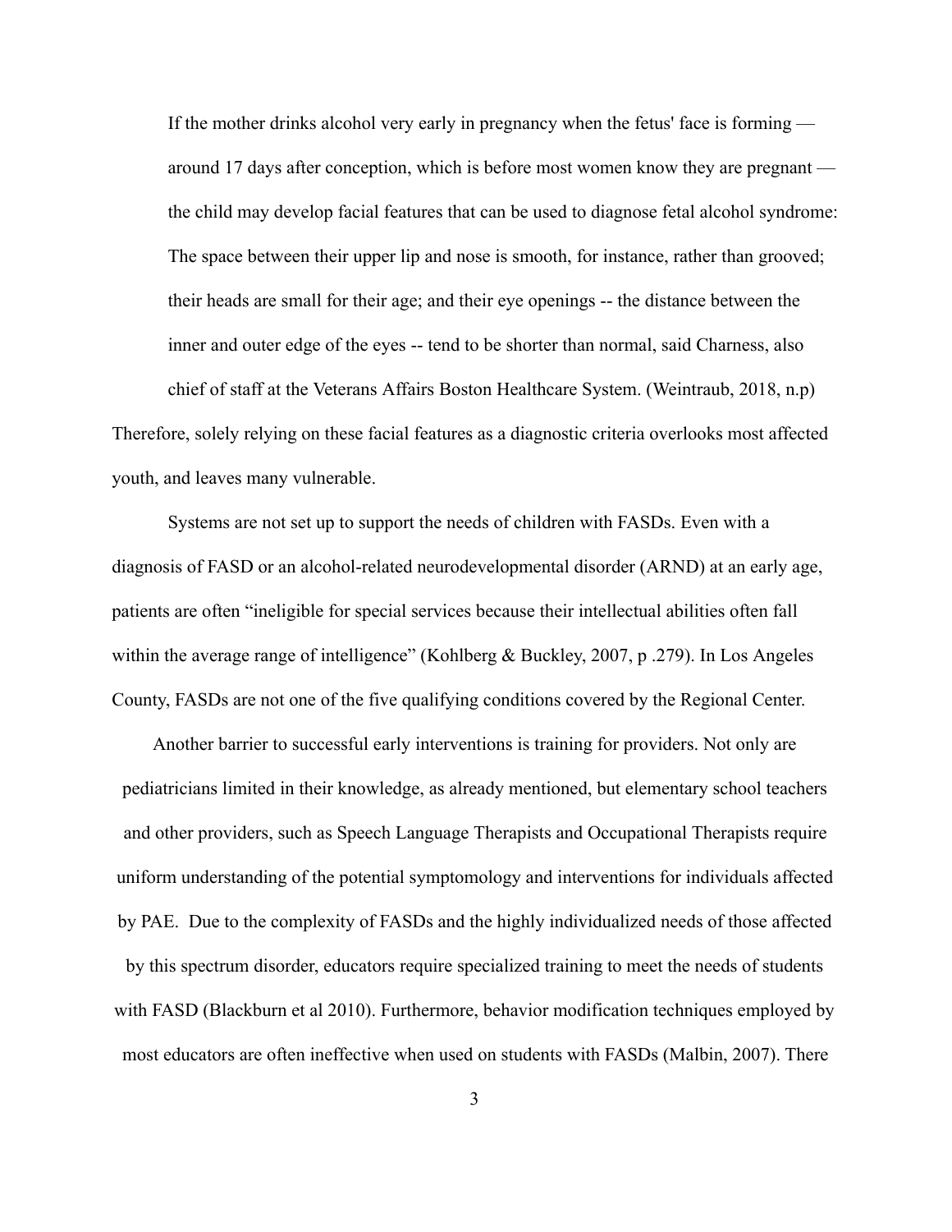> If the mother drinks alcohol very early in pregnancy when the fetus' face is forming — around 17 days after conception, which is before most women know they are pregnant — the child may develop facial features that can be used to diagnose fetal alcohol syndrome: The space between their upper lip and nose is smooth, for instance, rather than grooved; their heads are small for their age; and their eye openings -- the distance between the inner and outer edge of the eyes -- tend to be shorter than normal, said Charness, also chief of staff at the Veterans Affairs Boston Healthcare System. (Weintraub, 2018, n.p)

Therefore, solely relying on these facial features as a diagnostic criteria overlooks most affected youth, and leaves many vulnerable.

Systems are not set up to support the needs of children with FASDs. Even with a diagnosis of FASD or an alcohol-related neurodevelopmental disorder (ARND) at an early age, patients are often "ineligible for special services because their intellectual abilities often fall within the average range of intelligence" (Kohlberg & Buckley, 2007, p .279). In Los Angeles County, FASDs are not one of the five qualifying conditions covered by the Regional Center.

Another barrier to successful early interventions is training for providers. Not only are pediatricians limited in their knowledge, as already mentioned, but elementary school teachers and other providers, such as Speech Language Therapists and Occupational Therapists require uniform understanding of the potential symptomology and interventions for individuals affected by PAE. Due to the complexity of FASDs and the highly individualized needs of those affected by this spectrum disorder, educators require specialized training to meet the needs of students with FASD (Blackburn et al 2010). Furthermore, behavior modification techniques employed by most educators are often ineffective when used on students with FASDs (Malbin, 2007). There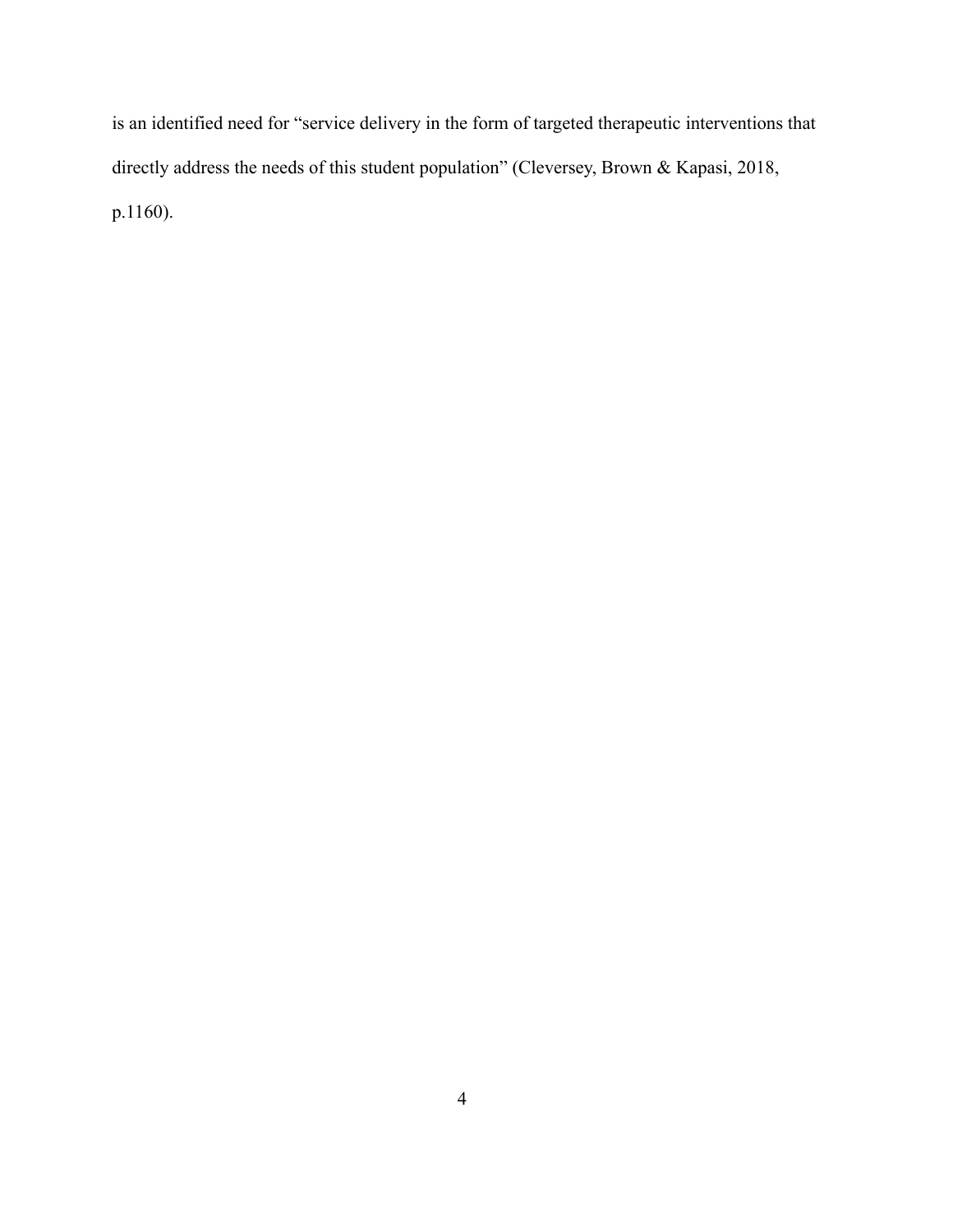is an identified need for "service delivery in the form of targeted therapeutic interventions that directly address the needs of this student population" (Cleversey, Brown & Kapasi, 2018, p.1160).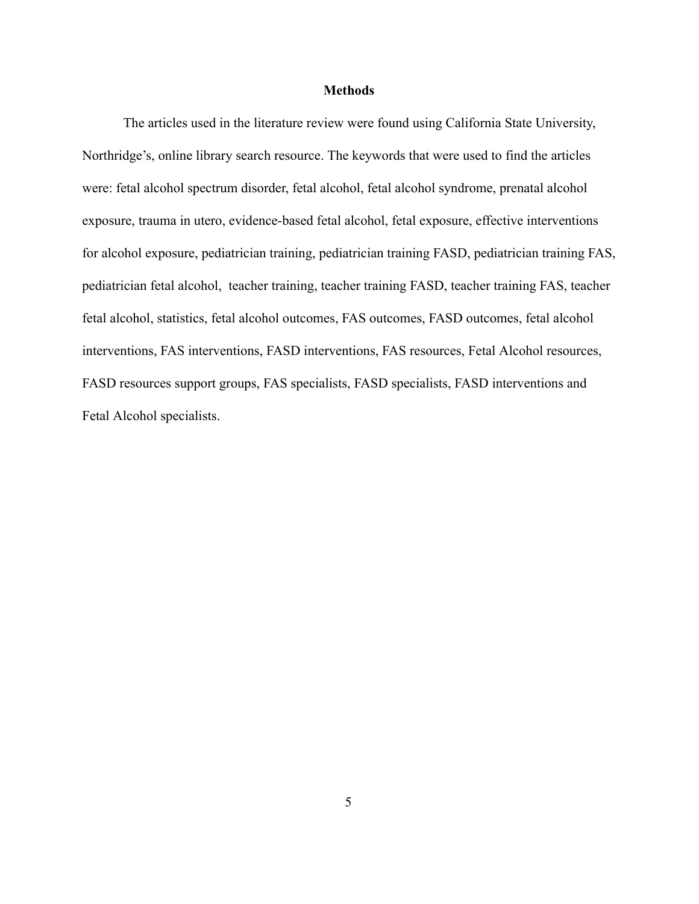## Methods

The articles used in the literature review were found using California State University, Northridge's, online library search resource. The keywords that were used to find the articles were: fetal alcohol spectrum disorder, fetal alcohol, fetal alcohol syndrome, prenatal alcohol exposure, trauma in utero, evidence-based fetal alcohol, fetal exposure, effective interventions for alcohol exposure, pediatrician training, pediatrician training FASD, pediatrician training FAS, pediatrician fetal alcohol, teacher training, teacher training FASD, teacher training FAS, teacher fetal alcohol, statistics, fetal alcohol outcomes, FAS outcomes, FASD outcomes, fetal alcohol interventions, FAS interventions, FASD interventions, FAS resources, Fetal Alcohol resources, FASD resources support groups, FAS specialists, FASD specialists, FASD interventions and Fetal Alcohol specialists.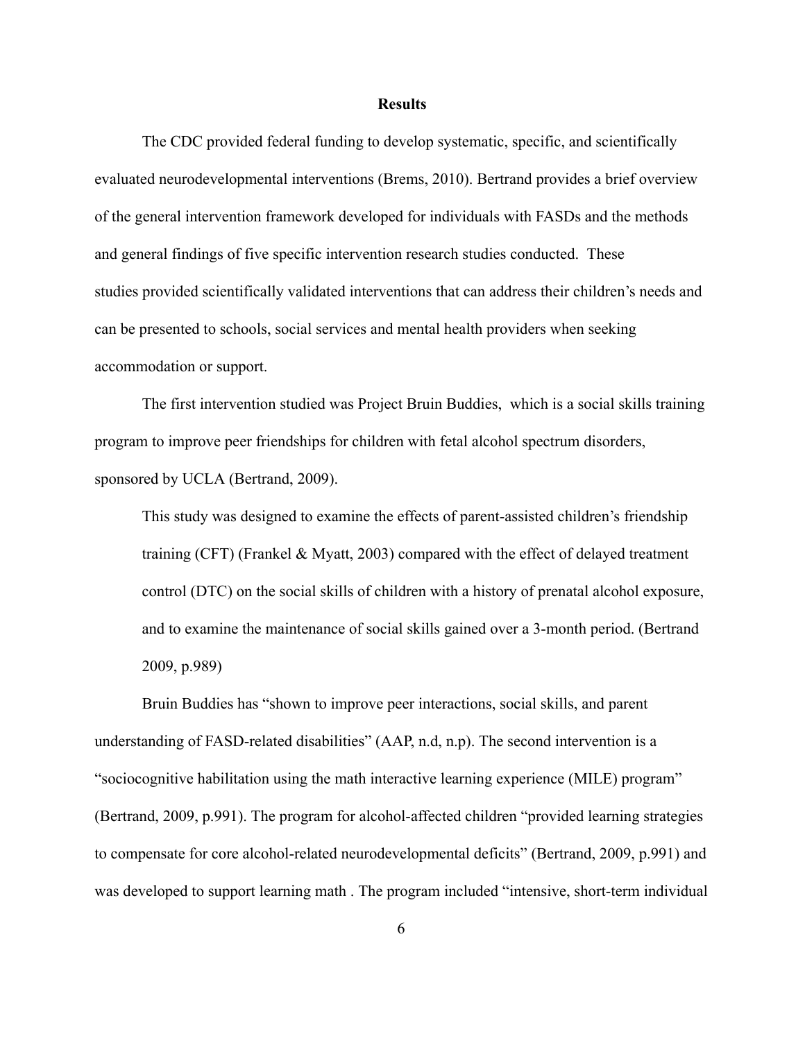## Results

The CDC provided federal funding to develop systematic, specific, and scientifically evaluated neurodevelopmental interventions (Brems, 2010). Bertrand provides a brief overview of the general intervention framework developed for individuals with FASDs and the methods and general findings of five specific intervention research studies conducted. These studies provided scientifically validated interventions that can address their children's needs and can be presented to schools, social services and mental health providers when seeking accommodation or support.

The first intervention studied was Project Bruin Buddies, which is a social skills training program to improve peer friendships for children with fetal alcohol spectrum disorders, sponsored by UCLA (Bertrand, 2009).

> This study was designed to examine the effects of parent-assisted children's friendship training (CFT) (Frankel & Myatt, 2003) compared with the effect of delayed treatment control (DTC) on the social skills of children with a history of prenatal alcohol exposure, and to examine the maintenance of social skills gained over a 3-month period. (Bertrand 2009, p.989)

Bruin Buddies has "shown to improve peer interactions, social skills, and parent understanding of FASD-related disabilities" (AAP, n.d, n.p). The second intervention is a "sociocognitive habilitation using the math interactive learning experience (MILE) program" (Bertrand, 2009, p.991). The program for alcohol-affected children "provided learning strategies to compensate for core alcohol-related neurodevelopmental deficits" (Bertrand, 2009, p.991) and was developed to support learning math . The program included "intensive, short-term individual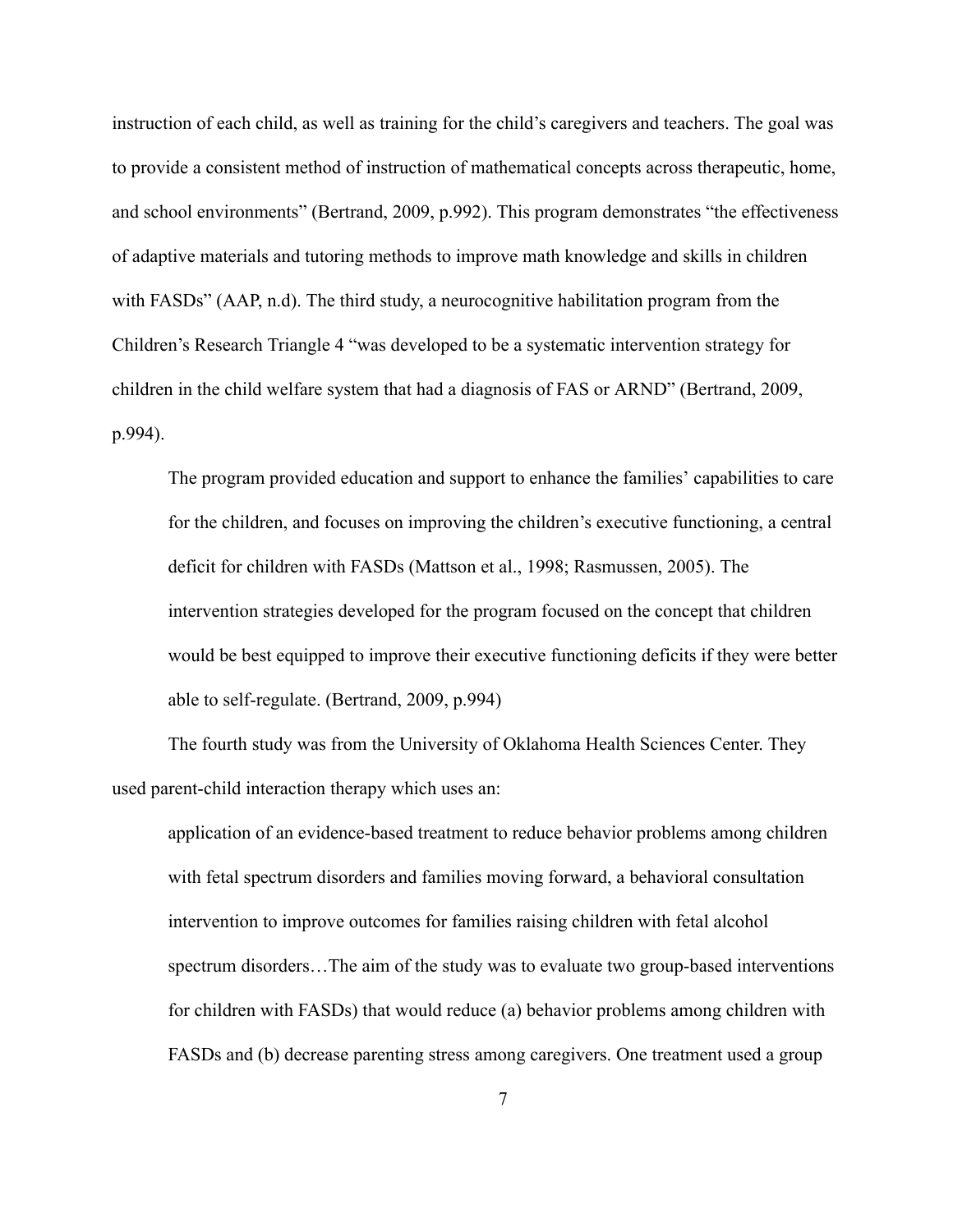instruction of each child, as well as training for the child's caregivers and teachers. The goal was to provide a consistent method of instruction of mathematical concepts across therapeutic, home, and school environments" (Bertrand, 2009, p.992). This program demonstrates "the effectiveness of adaptive materials and tutoring methods to improve math knowledge and skills in children with FASDs" (AAP, n.d). The third study, a neurocognitive habilitation program from the Children's Research Triangle 4 "was developed to be a systematic intervention strategy for children in the child welfare system that had a diagnosis of FAS or ARND" (Bertrand, 2009, p.994).

> The program provided education and support to enhance the families' capabilities to care for the children, and focuses on improving the children's executive functioning, a central deficit for children with FASDs (Mattson et al., 1998; Rasmussen, 2005). The intervention strategies developed for the program focused on the concept that children would be best equipped to improve their executive functioning deficits if they were better able to self-regulate. (Bertrand, 2009, p.994)

The fourth study was from the University of Oklahoma Health Sciences Center. They used parent-child interaction therapy which uses an:

> application of an evidence-based treatment to reduce behavior problems among children with fetal spectrum disorders and families moving forward, a behavioral consultation intervention to improve outcomes for families raising children with fetal alcohol spectrum disorders…The aim of the study was to evaluate two group-based interventions for children with FASDs) that would reduce (a) behavior problems among children with FASDs and (b) decrease parenting stress among caregivers. One treatment used a group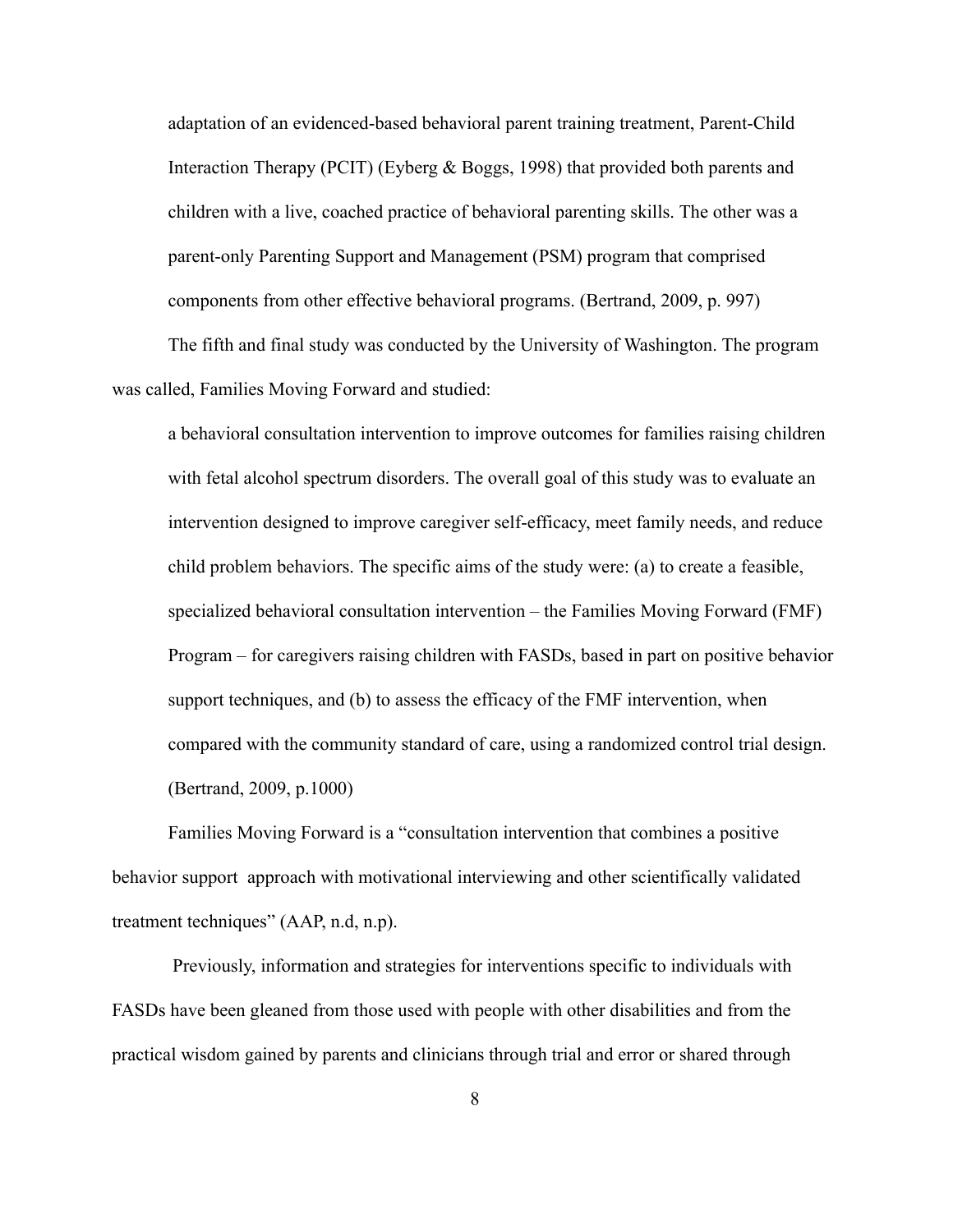> adaptation of an evidenced-based behavioral parent training treatment, Parent-Child Interaction Therapy (PCIT) (Eyberg & Boggs, 1998) that provided both parents and children with a live, coached practice of behavioral parenting skills. The other was a parent-only Parenting Support and Management (PSM) program that comprised components from other effective behavioral programs. (Bertrand, 2009, p. 997)

The fifth and final study was conducted by the University of Washington. The program was called, Families Moving Forward and studied:

> a behavioral consultation intervention to improve outcomes for families raising children with fetal alcohol spectrum disorders. The overall goal of this study was to evaluate an intervention designed to improve caregiver self-efficacy, meet family needs, and reduce child problem behaviors. The specific aims of the study were: (a) to create a feasible, specialized behavioral consultation intervention – the Families Moving Forward (FMF) Program – for caregivers raising children with FASDs, based in part on positive behavior support techniques, and (b) to assess the efficacy of the FMF intervention, when compared with the community standard of care, using a randomized control trial design. (Bertrand, 2009, p.1000)

Families Moving Forward is a "consultation intervention that combines a positive behavior support approach with motivational interviewing and other scientifically validated treatment techniques" (AAP, n.d, n.p).

Previously, information and strategies for interventions specific to individuals with FASDs have been gleaned from those used with people with other disabilities and from the practical wisdom gained by parents and clinicians through trial and error or shared through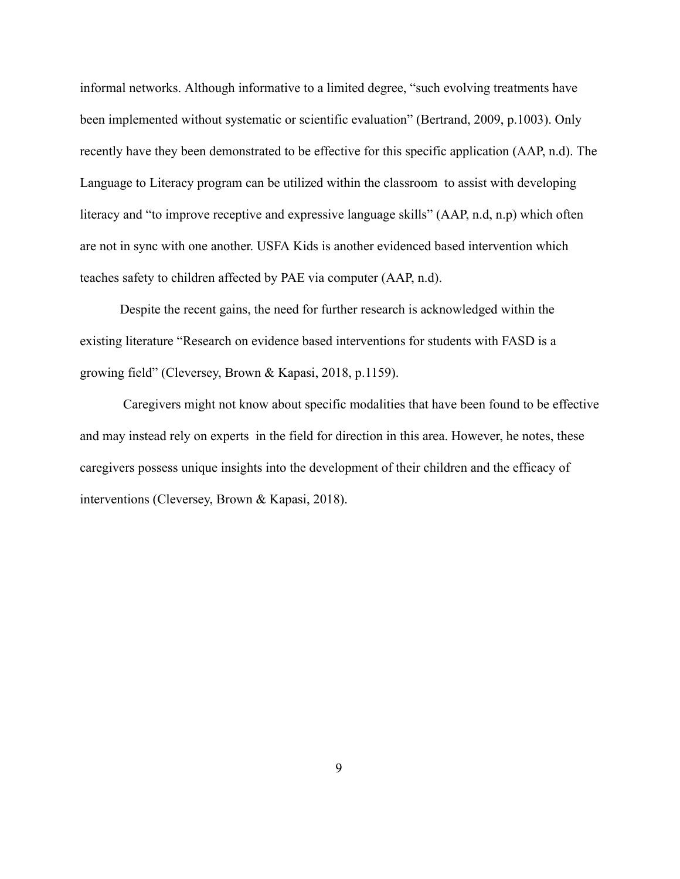informal networks. Although informative to a limited degree, "such evolving treatments have been implemented without systematic or scientific evaluation" (Bertrand, 2009, p.1003). Only recently have they been demonstrated to be effective for this specific application (AAP, n.d). The Language to Literacy program can be utilized within the classroom  to assist with developing literacy and "to improve receptive and expressive language skills" (AAP, n.d, n.p) which often are not in sync with one another. USFA Kids is another evidenced based intervention which teaches safety to children affected by PAE via computer (AAP, n.d).

Despite the recent gains, the need for further research is acknowledged within the existing literature "Research on evidence based interventions for students with FASD is a growing field" (Cleversey, Brown & Kapasi, 2018, p.1159).

Caregivers might not know about specific modalities that have been found to be effective and may instead rely on experts  in the field for direction in this area. However, he notes, these caregivers possess unique insights into the development of their children and the efficacy of interventions (Cleversey, Brown & Kapasi, 2018).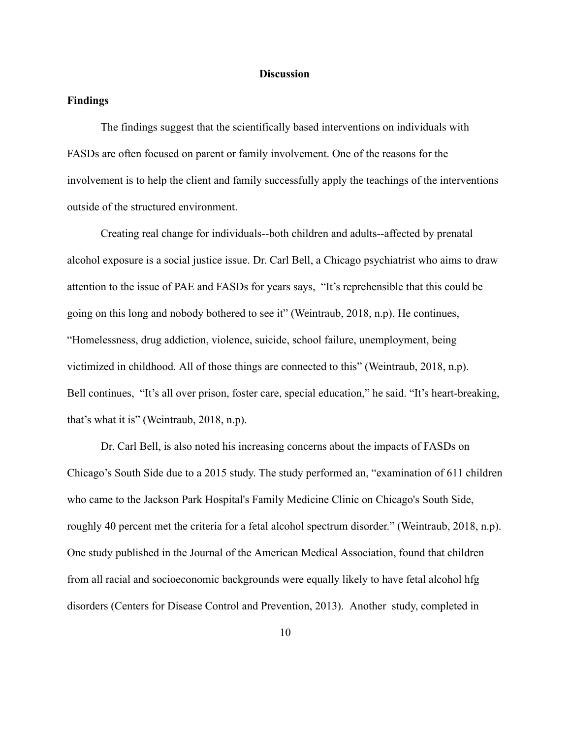## Discussion

### Findings

The findings suggest that the scientifically based interventions on individuals with FASDs are often focused on parent or family involvement. One of the reasons for the involvement is to help the client and family successfully apply the teachings of the interventions outside of the structured environment.

Creating real change for individuals--both children and adults--affected by prenatal alcohol exposure is a social justice issue. Dr. Carl Bell, a Chicago psychiatrist who aims to draw attention to the issue of PAE and FASDs for years says, "It's reprehensible that this could be going on this long and nobody bothered to see it" (Weintraub, 2018, n.p). He continues, "Homelessness, drug addiction, violence, suicide, school failure, unemployment, being victimized in childhood. All of those things are connected to this" (Weintraub, 2018, n.p). Bell continues, "It's all over prison, foster care, special education," he said. "It's heart-breaking, that's what it is" (Weintraub, 2018, n.p).

Dr. Carl Bell, is also noted his increasing concerns about the impacts of FASDs on Chicago's South Side due to a 2015 study. The study performed an, "examination of 611 children who came to the Jackson Park Hospital's Family Medicine Clinic on Chicago's South Side, roughly 40 percent met the criteria for a fetal alcohol spectrum disorder." (Weintraub, 2018, n.p). One study published in the Journal of the American Medical Association, found that children from all racial and socioeconomic backgrounds were equally likely to have fetal alcohol hfg disorders (Centers for Disease Control and Prevention, 2013). Another study, completed in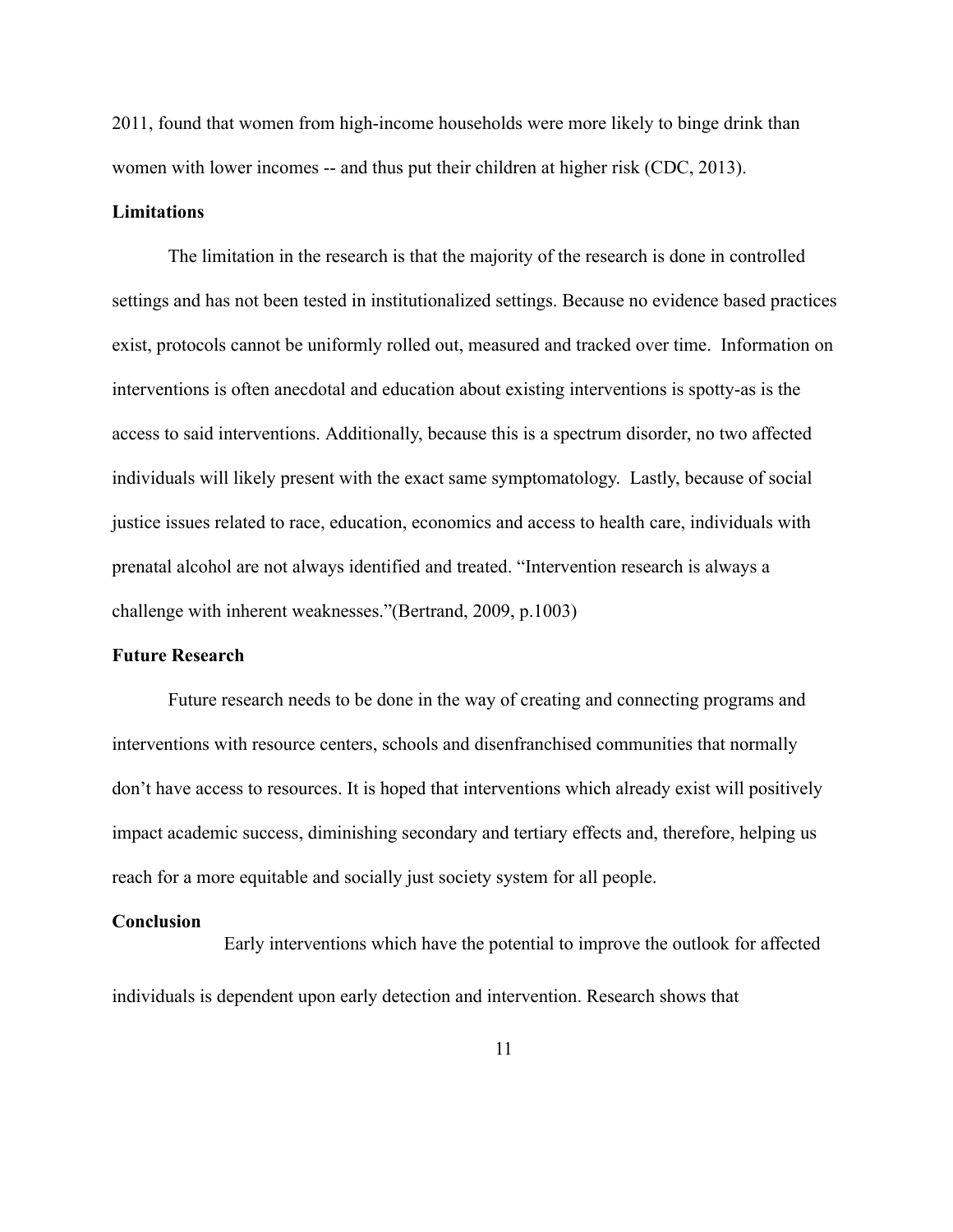2011, found that women from high-income households were more likely to binge drink than women with lower incomes -- and thus put their children at higher risk (CDC, 2013).

**Limitations**

The limitation in the research is that the majority of the research is done in controlled settings and has not been tested in institutionalized settings. Because no evidence based practices exist, protocols cannot be uniformly rolled out, measured and tracked over time. Information on interventions is often anecdotal and education about existing interventions is spotty-as is the access to said interventions. Additionally, because this is a spectrum disorder, no two affected individuals will likely present with the exact same symptomatology. Lastly, because of social justice issues related to race, education, economics and access to health care, individuals with prenatal alcohol are not always identified and treated. "Intervention research is always a challenge with inherent weaknesses."(Bertrand, 2009, p.1003)

**Future Research**

Future research needs to be done in the way of creating and connecting programs and interventions with resource centers, schools and disenfranchised communities that normally don't have access to resources. It is hoped that interventions which already exist will positively impact academic success, diminishing secondary and tertiary effects and, therefore, helping us reach for a more equitable and socially just society system for all people.

**Conclusion**

Early interventions which have the potential to improve the outlook for affected individuals is dependent upon early detection and intervention. Research shows that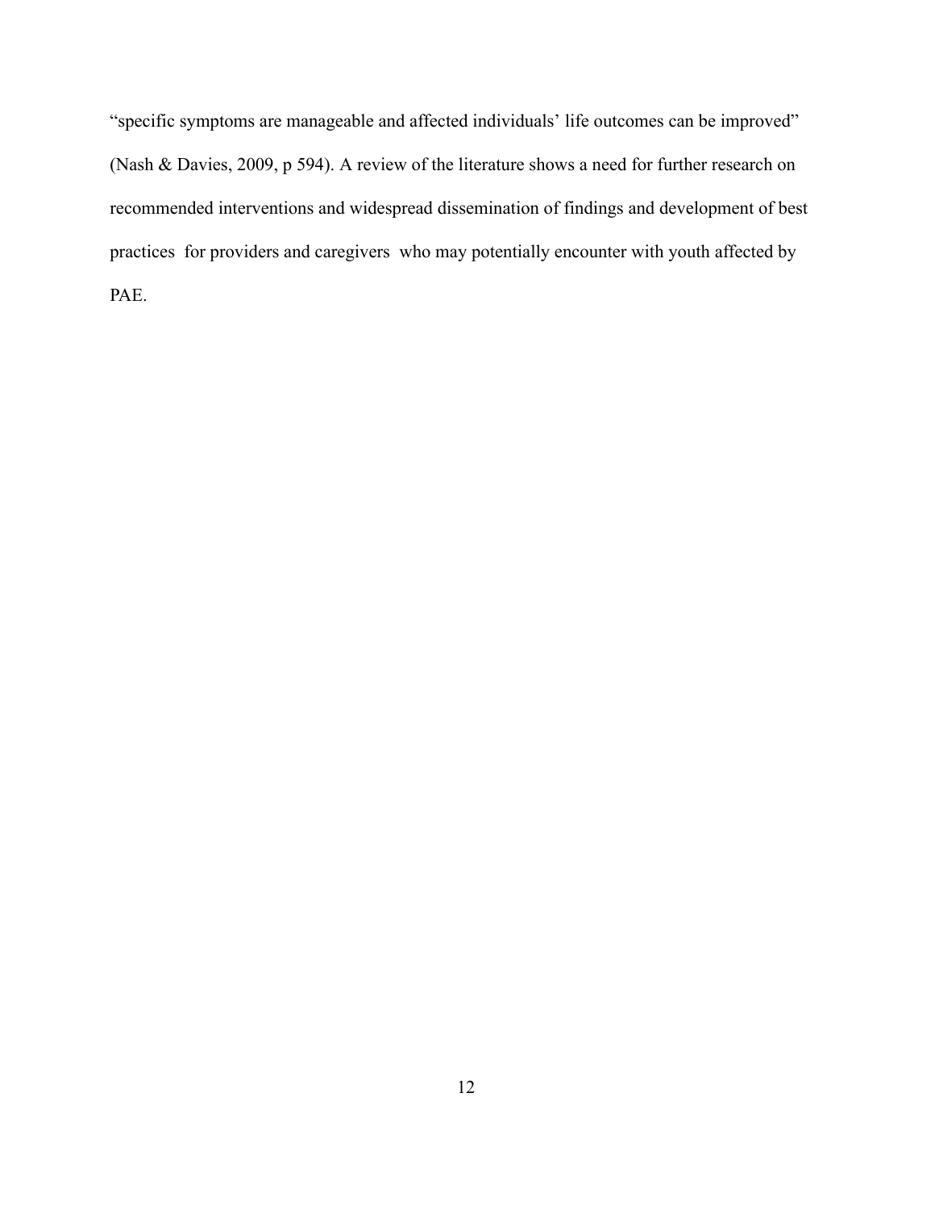"specific symptoms are manageable and affected individuals' life outcomes can be improved" (Nash & Davies, 2009, p 594). A review of the literature shows a need for further research on recommended interventions and widespread dissemination of findings and development of best practices for providers and caregivers who may potentially encounter with youth affected by PAE.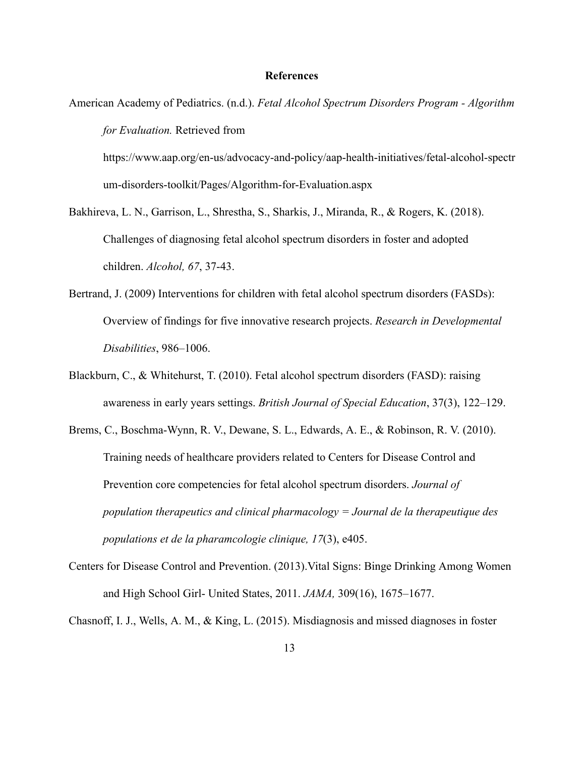# References

American Academy of Pediatrics. (n.d.). *Fetal Alcohol Spectrum Disorders Program - Algorithm for Evaluation.* Retrieved from https://www.aap.org/en-us/advocacy-and-policy/aap-health-initiatives/fetal-alcohol-spectrum-disorders-toolkit/Pages/Algorithm-for-Evaluation.aspx

Bakhireva, L. N., Garrison, L., Shrestha, S., Sharkis, J., Miranda, R., & Rogers, K. (2018). Challenges of diagnosing fetal alcohol spectrum disorders in foster and adopted children. *Alcohol, 67*, 37-43.

Bertrand, J. (2009) Interventions for children with fetal alcohol spectrum disorders (FASDs): Overview of findings for five innovative research projects. *Research in Developmental Disabilities*, 986–1006.

Blackburn, C., & Whitehurst, T. (2010). Fetal alcohol spectrum disorders (FASD): raising awareness in early years settings. *British Journal of Special Education*, 37(3), 122–129.

Brems, C., Boschma-Wynn, R. V., Dewane, S. L., Edwards, A. E., & Robinson, R. V. (2010). Training needs of healthcare providers related to Centers for Disease Control and Prevention core competencies for fetal alcohol spectrum disorders. *Journal of population therapeutics and clinical pharmacology = Journal de la therapeutique des populations et de la pharamcologie clinique, 17*(3), e405.

Centers for Disease Control and Prevention. (2013).Vital Signs: Binge Drinking Among Women and High School Girl- United States, 2011. *JAMA,* 309(16), 1675–1677.

Chasnoff, I. J., Wells, A. M., & King, L. (2015). Misdiagnosis and missed diagnoses in foster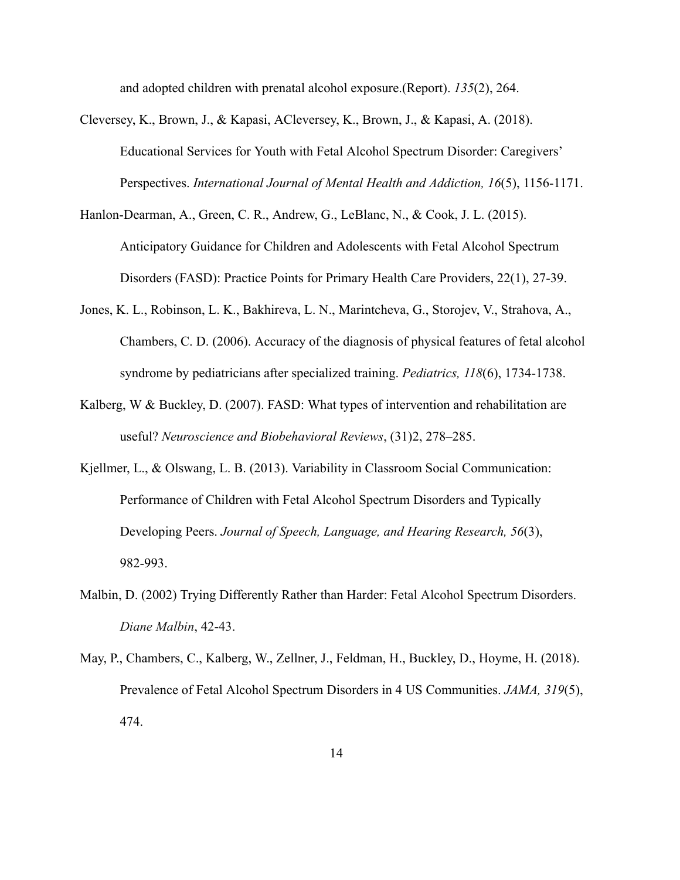and adopted children with prenatal alcohol exposure.(Report). *135*(2), 264.

Cleversey, K., Brown, J., & Kapasi, ACleversey, K., Brown, J., & Kapasi, A. (2018). Educational Services for Youth with Fetal Alcohol Spectrum Disorder: Caregivers' Perspectives. *International Journal of Mental Health and Addiction, 16*(5), 1156-1171.

Hanlon-Dearman, A., Green, C. R., Andrew, G., LeBlanc, N., & Cook, J. L. (2015). Anticipatory Guidance for Children and Adolescents with Fetal Alcohol Spectrum Disorders (FASD): Practice Points for Primary Health Care Providers, 22(1), 27-39.

Jones, K. L., Robinson, L. K., Bakhireva, L. N., Marintcheva, G., Storojev, V., Strahova, A., Chambers, C. D. (2006). Accuracy of the diagnosis of physical features of fetal alcohol syndrome by pediatricians after specialized training. *Pediatrics, 118*(6), 1734-1738.

Kalberg, W & Buckley, D. (2007). FASD: What types of intervention and rehabilitation are useful? *Neuroscience and Biobehavioral Reviews*, (31)2, 278–285.

Kjellmer, L., & Olswang, L. B. (2013). Variability in Classroom Social Communication: Performance of Children with Fetal Alcohol Spectrum Disorders and Typically Developing Peers. *Journal of Speech, Language, and Hearing Research, 56*(3), 982-993.

Malbin, D. (2002) Trying Differently Rather than Harder: Fetal Alcohol Spectrum Disorders. *Diane Malbin*, 42-43.

May, P., Chambers, C., Kalberg, W., Zellner, J., Feldman, H., Buckley, D., Hoyme, H. (2018). Prevalence of Fetal Alcohol Spectrum Disorders in 4 US Communities. *JAMA, 319*(5), 474.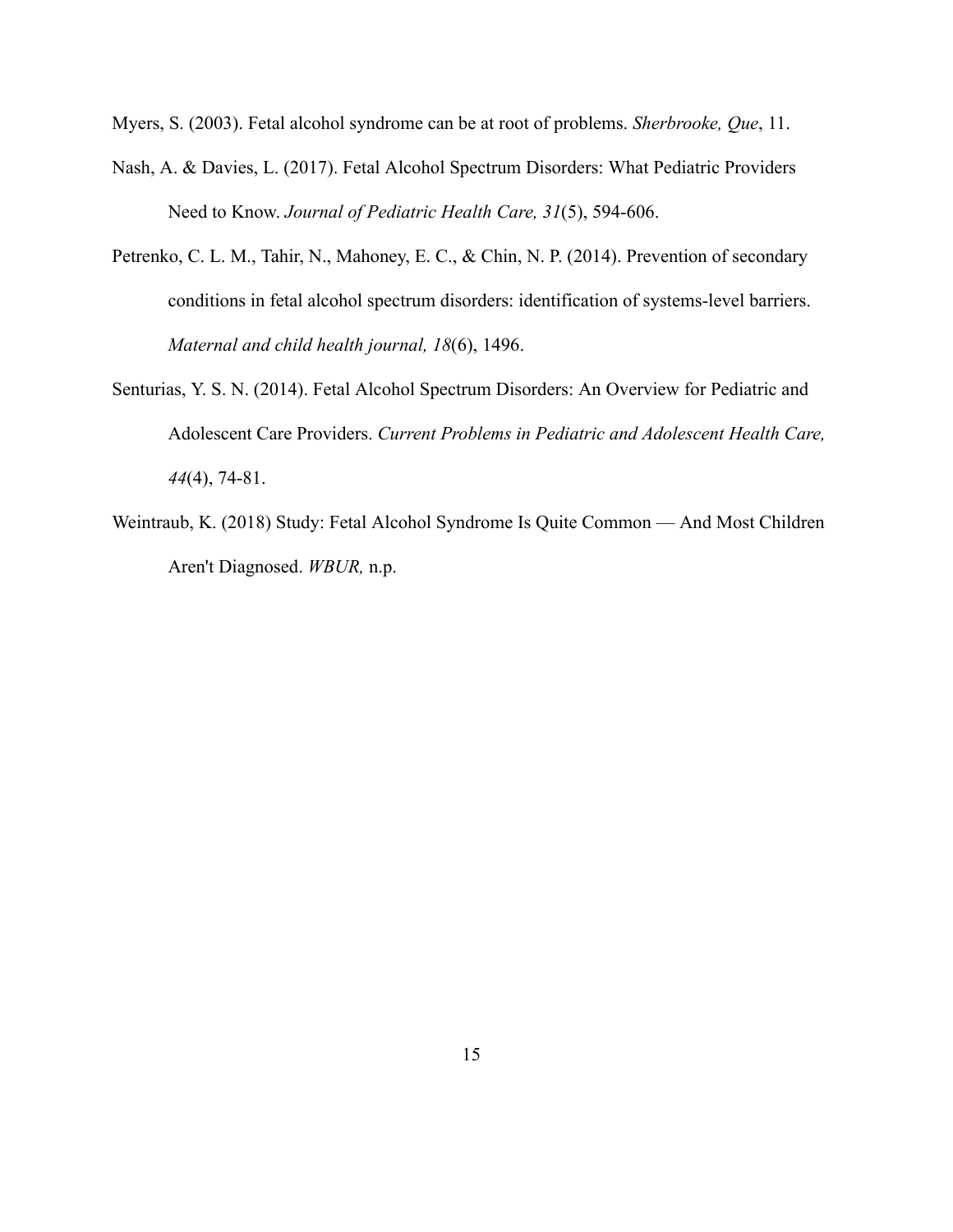Myers, S. (2003). Fetal alcohol syndrome can be at root of problems. *Sherbrooke, Que*, 11.

Nash, A. & Davies, L. (2017). Fetal Alcohol Spectrum Disorders: What Pediatric Providers Need to Know. *Journal of Pediatric Health Care, 31*(5), 594-606.

Petrenko, C. L. M., Tahir, N., Mahoney, E. C., & Chin, N. P. (2014). Prevention of secondary conditions in fetal alcohol spectrum disorders: identification of systems-level barriers. *Maternal and child health journal, 18*(6), 1496.

Senturias, Y. S. N. (2014). Fetal Alcohol Spectrum Disorders: An Overview for Pediatric and Adolescent Care Providers. *Current Problems in Pediatric and Adolescent Health Care, 44*(4), 74-81.

Weintraub, K. (2018) Study: Fetal Alcohol Syndrome Is Quite Common — And Most Children Aren't Diagnosed. *WBUR,* n.p.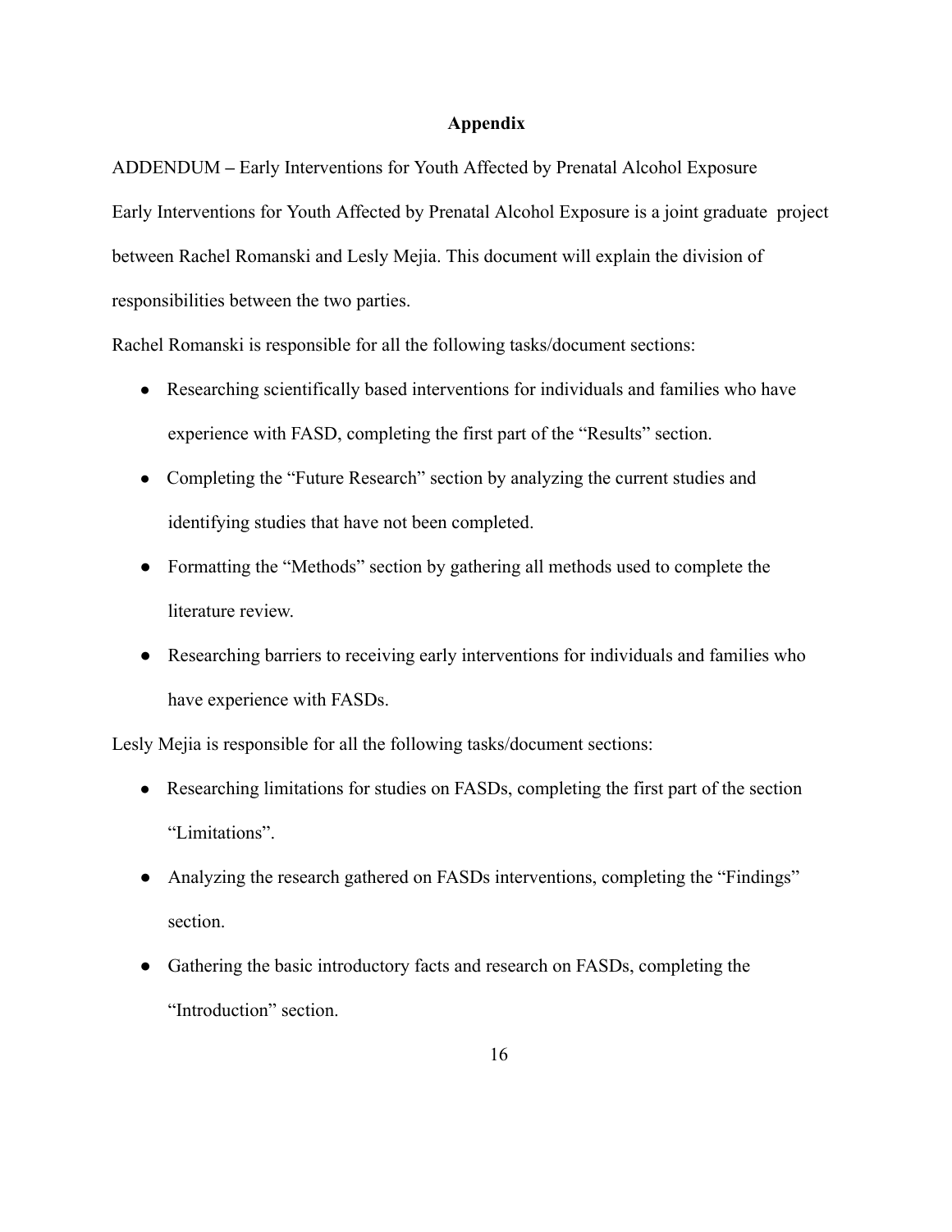## Appendix

ADDENDUM – Early Interventions for Youth Affected by Prenatal Alcohol Exposure

Early Interventions for Youth Affected by Prenatal Alcohol Exposure is a joint graduate project between Rachel Romanski and Lesly Mejia. This document will explain the division of responsibilities between the two parties.

Rachel Romanski is responsible for all the following tasks/document sections:

- Researching scientifically based interventions for individuals and families who have experience with FASD, completing the first part of the "Results" section.
- Completing the "Future Research" section by analyzing the current studies and identifying studies that have not been completed.
- Formatting the "Methods" section by gathering all methods used to complete the literature review.
- Researching barriers to receiving early interventions for individuals and families who have experience with FASDs.

Lesly Mejia is responsible for all the following tasks/document sections:

- Researching limitations for studies on FASDs, completing the first part of the section "Limitations".
- Analyzing the research gathered on FASDs interventions, completing the "Findings" section.
- Gathering the basic introductory facts and research on FASDs, completing the "Introduction" section.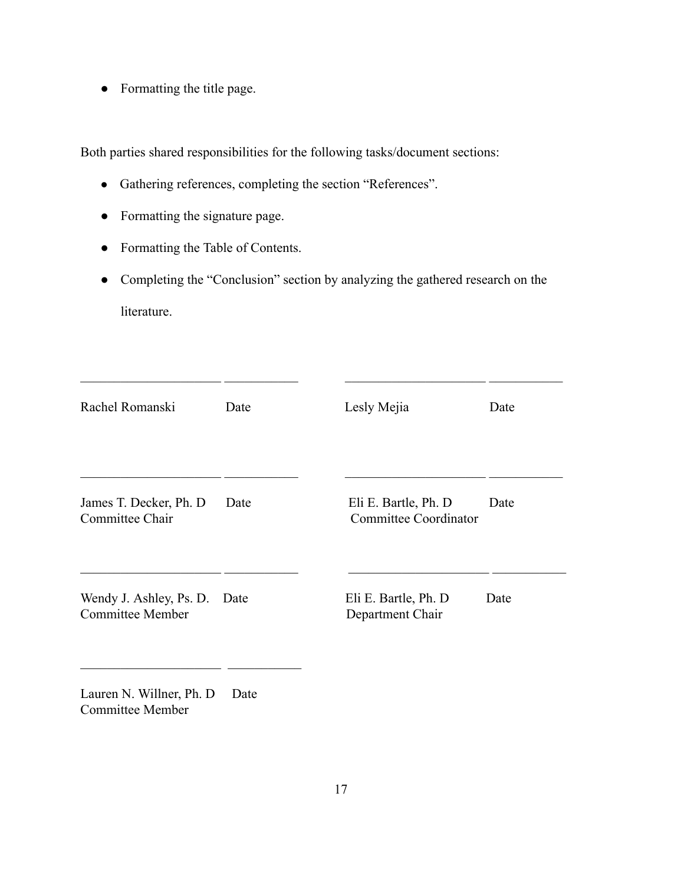- Formatting the title page.

Both parties shared responsibilities for the following tasks/document sections:

- Gathering references, completing the section “References”.
- Formatting the signature page.
- Formatting the Table of Contents.
- Completing the “Conclusion” section by analyzing the gathered research on the literature.

| | | | |
|---|---|---|---|
| _____________________ | ___________ | _____________________ | ___________ |
| Rachel Romanski | Date | Lesly Mejia | Date |
| _____________________ | ___________ | _____________________ | ___________ |
| James T. Decker, Ph. D<br>Committee Chair | Date | Eli E. Bartle, Ph. D<br>Committee Coordinator | Date |
| _____________________ | ___________ | _____________________ | ___________ |
| Wendy J. Ashley, Ps. D.<br>Committee Member | Date | Eli E. Bartle, Ph. D<br>Department Chair | Date |
| _____________________ | ___________ | | |
| Lauren N. Willner, Ph. D<br>Committee Member | Date | | |